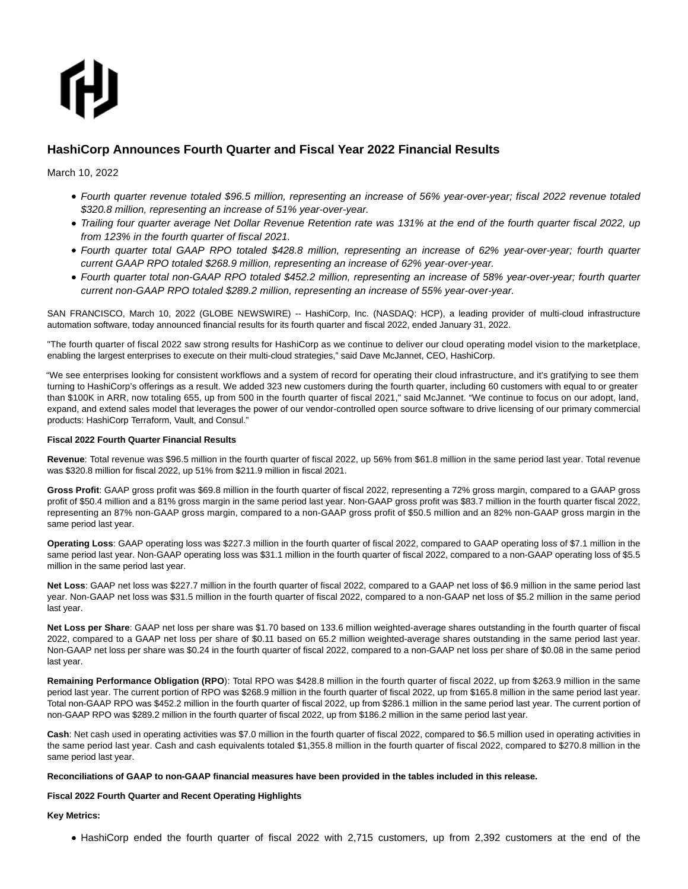# HashiCorp Announces Fourth Quarter and Fiscal Year 2022 Financial Results

March 10, 2022

- *Fourth quarter revenue totaled $96.5 million, representing an increase of 56% year-over-year; fiscal 2022 revenue totaled $320.8 million, representing an increase of 51% year-over-year.*
- *Trailing four quarter average Net Dollar Revenue Retention rate was 131% at the end of the fourth quarter fiscal 2022, up from 123% in the fourth quarter of fiscal 2021.*
- *Fourth quarter total GAAP RPO totaled $428.8 million, representing an increase of 62% year-over-year; fourth quarter current GAAP RPO totaled $268.9 million, representing an increase of 62% year-over-year.*
- *Fourth quarter total non-GAAP RPO totaled $452.2 million, representing an increase of 58% year-over-year; fourth quarter current non-GAAP RPO totaled $289.2 million, representing an increase of 55% year-over-year.*

SAN FRANCISCO, March 10, 2022 (GLOBE NEWSWIRE) -- HashiCorp, Inc. (NASDAQ: HCP), a leading provider of multi-cloud infrastructure automation software, today announced financial results for its fourth quarter and fiscal 2022, ended January 31, 2022.

"The fourth quarter of fiscal 2022 saw strong results for HashiCorp as we continue to deliver our cloud operating model vision to the marketplace, enabling the largest enterprises to execute on their multi-cloud strategies," said Dave McJannet, CEO, HashiCorp.

"We see enterprises looking for consistent workflows and a system of record for operating their cloud infrastructure, and it's gratifying to see them turning to HashiCorp's offerings as a result. We added 323 new customers during the fourth quarter, including 60 customers with equal to or greater than $100K in ARR, now totaling 655, up from 500 in the fourth quarter of fiscal 2021," said McJannet. "We continue to focus on our adopt, land, expand, and extend sales model that leverages the power of our vendor-controlled open source software to drive licensing of our primary commercial products: HashiCorp Terraform, Vault, and Consul."

**Fiscal 2022 Fourth Quarter Financial Results**

**Revenue**: Total revenue was $96.5 million in the fourth quarter of fiscal 2022, up 56% from $61.8 million in the same period last year. Total revenue was $320.8 million for fiscal 2022, up 51% from $211.9 million in fiscal 2021.

**Gross Profit**: GAAP gross profit was $69.8 million in the fourth quarter of fiscal 2022, representing a 72% gross margin, compared to a GAAP gross profit of $50.4 million and a 81% gross margin in the same period last year. Non-GAAP gross profit was $83.7 million in the fourth quarter fiscal 2022, representing an 87% non-GAAP gross margin, compared to a non-GAAP gross profit of $50.5 million and an 82% non-GAAP gross margin in the same period last year.

**Operating Loss**: GAAP operating loss was $227.3 million in the fourth quarter of fiscal 2022, compared to GAAP operating loss of $7.1 million in the same period last year. Non-GAAP operating loss was $31.1 million in the fourth quarter of fiscal 2022, compared to a non-GAAP operating loss of $5.5 million in the same period last year.

**Net Loss**: GAAP net loss was $227.7 million in the fourth quarter of fiscal 2022, compared to a GAAP net loss of $6.9 million in the same period last year. Non-GAAP net loss was $31.5 million in the fourth quarter of fiscal 2022, compared to a non-GAAP net loss of $5.2 million in the same period last year.

**Net Loss per Share**: GAAP net loss per share was $1.70 based on 133.6 million weighted-average shares outstanding in the fourth quarter of fiscal 2022, compared to a GAAP net loss per share of $0.11 based on 65.2 million weighted-average shares outstanding in the same period last year. Non-GAAP net loss per share was $0.24 in the fourth quarter of fiscal 2022, compared to a non-GAAP net loss per share of $0.08 in the same period last year.

**Remaining Performance Obligation (RPO)**: Total RPO was $428.8 million in the fourth quarter of fiscal 2022, up from $263.9 million in the same period last year. The current portion of RPO was $268.9 million in the fourth quarter of fiscal 2022, up from $165.8 million in the same period last year. Total non-GAAP RPO was $452.2 million in the fourth quarter of fiscal 2022, up from $286.1 million in the same period last year. The current portion of non-GAAP RPO was $289.2 million in the fourth quarter of fiscal 2022, up from $186.2 million in the same period last year.

**Cash**: Net cash used in operating activities was $7.0 million in the fourth quarter of fiscal 2022, compared to $6.5 million used in operating activities in the same period last year. Cash and cash equivalents totaled $1,355.8 million in the fourth quarter of fiscal 2022, compared to $270.8 million in the same period last year.

**Reconciliations of GAAP to non-GAAP financial measures have been provided in the tables included in this release.**

**Fiscal 2022 Fourth Quarter and Recent Operating Highlights**

**Key Metrics:**

- HashiCorp ended the fourth quarter of fiscal 2022 with 2,715 customers, up from 2,392 customers at the end of the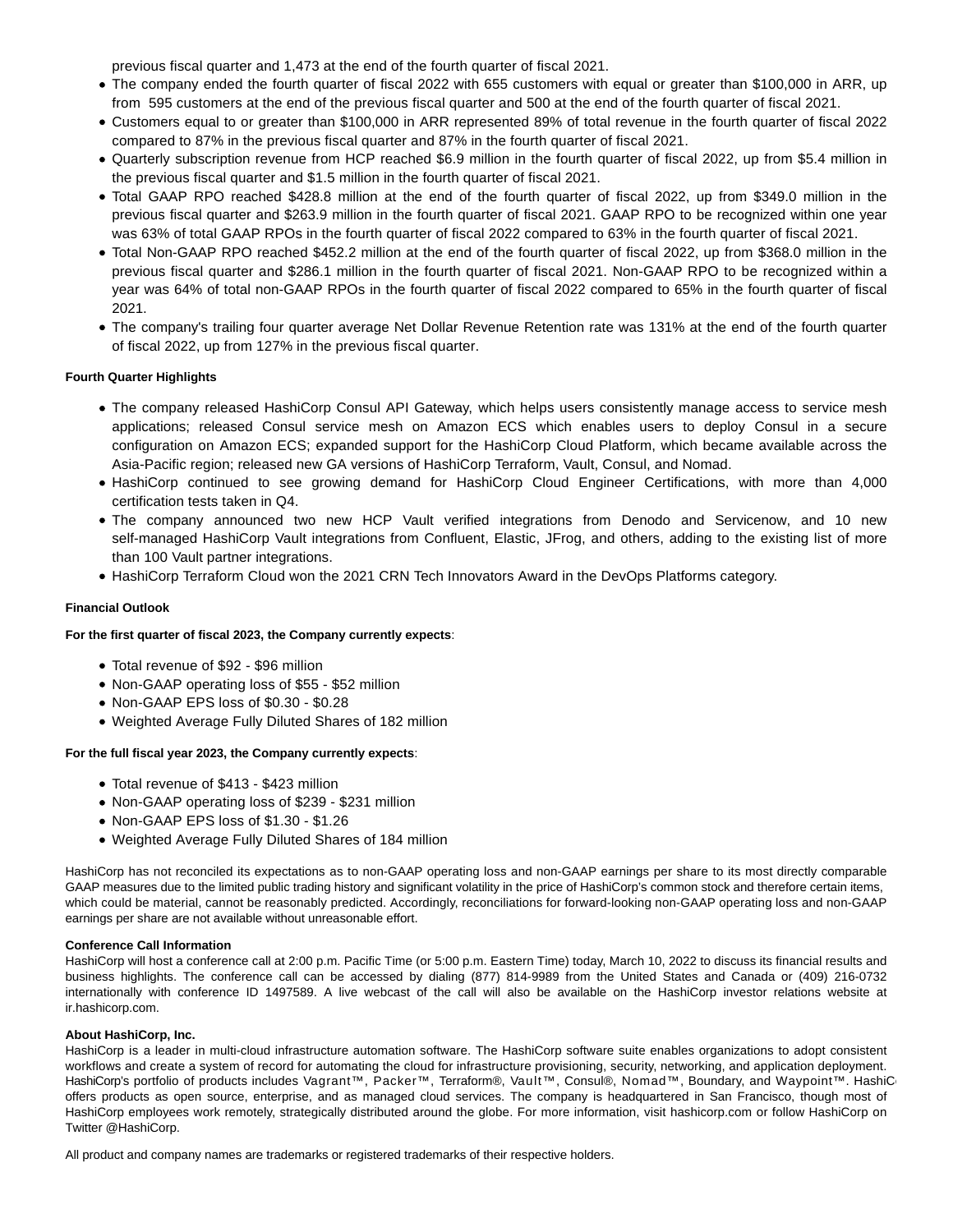previous fiscal quarter and 1,473 at the end of the fourth quarter of fiscal 2021.

- The company ended the fourth quarter of fiscal 2022 with 655 customers with equal or greater than $100,000 in ARR, up from 595 customers at the end of the previous fiscal quarter and 500 at the end of the fourth quarter of fiscal 2021.
- Customers equal to or greater than $100,000 in ARR represented 89% of total revenue in the fourth quarter of fiscal 2022 compared to 87% in the previous fiscal quarter and 87% in the fourth quarter of fiscal 2021.
- Quarterly subscription revenue from HCP reached $6.9 million in the fourth quarter of fiscal 2022, up from $5.4 million in the previous fiscal quarter and $1.5 million in the fourth quarter of fiscal 2021.
- Total GAAP RPO reached $428.8 million at the end of the fourth quarter of fiscal 2022, up from $349.0 million in the previous fiscal quarter and $263.9 million in the fourth quarter of fiscal 2021. GAAP RPO to be recognized within one year was 63% of total GAAP RPOs in the fourth quarter of fiscal 2022 compared to 63% in the fourth quarter of fiscal 2021.
- Total Non-GAAP RPO reached $452.2 million at the end of the fourth quarter of fiscal 2022, up from $368.0 million in the previous fiscal quarter and $286.1 million in the fourth quarter of fiscal 2021. Non-GAAP RPO to be recognized within a year was 64% of total non-GAAP RPOs in the fourth quarter of fiscal 2022 compared to 65% in the fourth quarter of fiscal 2021.
- The company's trailing four quarter average Net Dollar Revenue Retention rate was 131% at the end of the fourth quarter of fiscal 2022, up from 127% in the previous fiscal quarter.

**Fourth Quarter Highlights**

- The company released HashiCorp Consul API Gateway, which helps users consistently manage access to service mesh applications; released Consul service mesh on Amazon ECS which enables users to deploy Consul in a secure configuration on Amazon ECS; expanded support for the HashiCorp Cloud Platform, which became available across the Asia-Pacific region; released new GA versions of HashiCorp Terraform, Vault, Consul, and Nomad.
- HashiCorp continued to see growing demand for HashiCorp Cloud Engineer Certifications, with more than 4,000 certification tests taken in Q4.
- The company announced two new HCP Vault verified integrations from Denodo and Servicenow, and 10 new self-managed HashiCorp Vault integrations from Confluent, Elastic, JFrog, and others, adding to the existing list of more than 100 Vault partner integrations.
- HashiCorp Terraform Cloud won the 2021 CRN Tech Innovators Award in the DevOps Platforms category.

**Financial Outlook**

**For the first quarter of fiscal 2023, the Company currently expects**:

- Total revenue of $92 - $96 million
- Non-GAAP operating loss of $55 - $52 million
- Non-GAAP EPS loss of $0.30 - $0.28
- Weighted Average Fully Diluted Shares of 182 million

**For the full fiscal year 2023, the Company currently expects**:

- Total revenue of $413 - $423 million
- Non-GAAP operating loss of $239 - $231 million
- Non-GAAP EPS loss of $1.30 - $1.26
- Weighted Average Fully Diluted Shares of 184 million

HashiCorp has not reconciled its expectations as to non-GAAP operating loss and non-GAAP earnings per share to its most directly comparable GAAP measures due to the limited public trading history and significant volatility in the price of HashiCorp's common stock and therefore certain items, which could be material, cannot be reasonably predicted. Accordingly, reconciliations for forward-looking non-GAAP operating loss and non-GAAP earnings per share are not available without unreasonable effort.

**Conference Call Information**

HashiCorp will host a conference call at 2:00 p.m. Pacific Time (or 5:00 p.m. Eastern Time) today, March 10, 2022 to discuss its financial results and business highlights. The conference call can be accessed by dialing (877) 814-9989 from the United States and Canada or (409) 216-0732 internationally with conference ID 1497589. A live webcast of the call will also be available on the HashiCorp investor relations website at ir.hashicorp.com.

**About HashiCorp, Inc.**

HashiCorp is a leader in multi-cloud infrastructure automation software. The HashiCorp software suite enables organizations to adopt consistent workflows and create a system of record for automating the cloud for infrastructure provisioning, security, networking, and application deployment. HashiCorp's portfolio of products includes Vagrant™, Packer™, Terraform®, Vault™, Consul®, Nomad™, Boundary, and Waypoint™. HashiC offers products as open source, enterprise, and as managed cloud services. The company is headquartered in San Francisco, though most of HashiCorp employees work remotely, strategically distributed around the globe. For more information, visit hashicorp.com or follow HashiCorp on Twitter @HashiCorp.

All product and company names are trademarks or registered trademarks of their respective holders.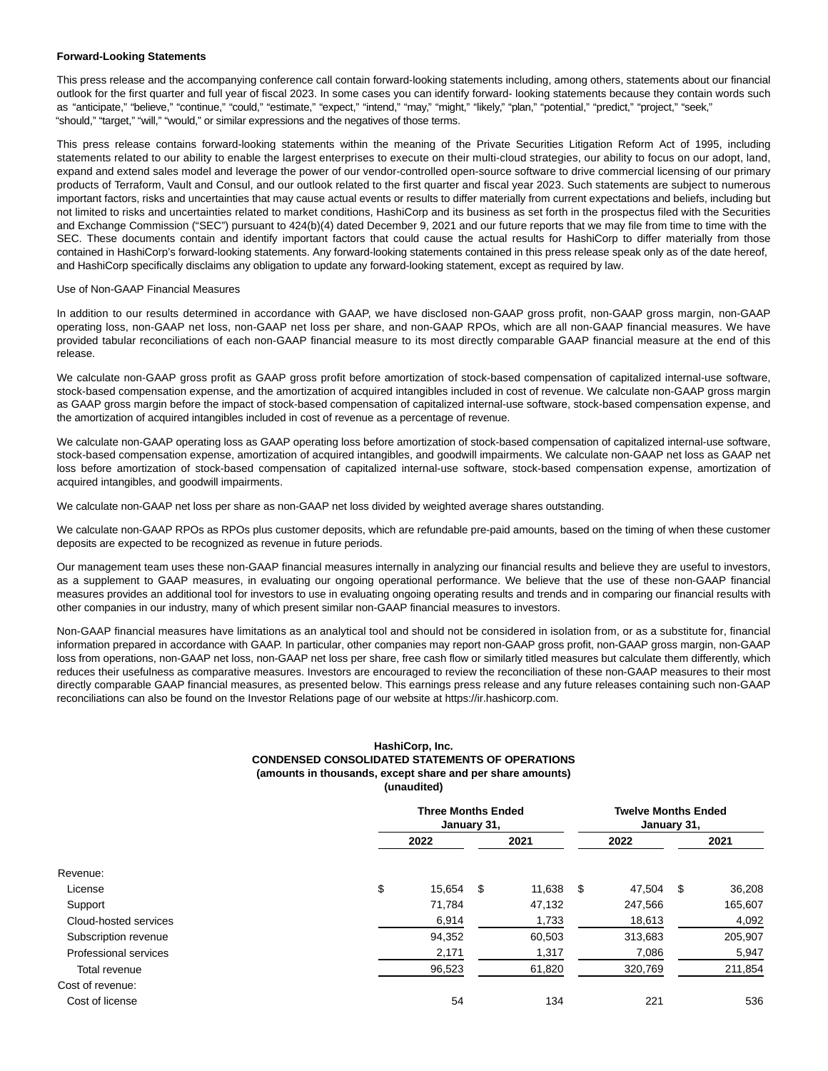**Forward-Looking Statements**

This press release and the accompanying conference call contain forward-looking statements including, among others, statements about our financial outlook for the first quarter and full year of fiscal 2023. In some cases you can identify forward- looking statements because they contain words such as "anticipate," "believe," "continue," "could," "estimate," "expect," "intend," "may," "might," "likely," "plan," "potential," "predict," "project," "seek," "should," "target," "will," "would," or similar expressions and the negatives of those terms.

This press release contains forward-looking statements within the meaning of the Private Securities Litigation Reform Act of 1995, including statements related to our ability to enable the largest enterprises to execute on their multi-cloud strategies, our ability to focus on our adopt, land, expand and extend sales model and leverage the power of our vendor-controlled open-source software to drive commercial licensing of our primary products of Terraform, Vault and Consul, and our outlook related to the first quarter and fiscal year 2023. Such statements are subject to numerous important factors, risks and uncertainties that may cause actual events or results to differ materially from current expectations and beliefs, including but not limited to risks and uncertainties related to market conditions, HashiCorp and its business as set forth in the prospectus filed with the Securities and Exchange Commission ("SEC") pursuant to 424(b)(4) dated December 9, 2021 and our future reports that we may file from time to time with the SEC. These documents contain and identify important factors that could cause the actual results for HashiCorp to differ materially from those contained in HashiCorp's forward-looking statements. Any forward-looking statements contained in this press release speak only as of the date hereof, and HashiCorp specifically disclaims any obligation to update any forward-looking statement, except as required by law.

Use of Non-GAAP Financial Measures

In addition to our results determined in accordance with GAAP, we have disclosed non-GAAP gross profit, non-GAAP gross margin, non-GAAP operating loss, non-GAAP net loss, non-GAAP net loss per share, and non-GAAP RPOs, which are all non-GAAP financial measures. We have provided tabular reconciliations of each non-GAAP financial measure to its most directly comparable GAAP financial measure at the end of this release.

We calculate non-GAAP gross profit as GAAP gross profit before amortization of stock-based compensation of capitalized internal-use software, stock-based compensation expense, and the amortization of acquired intangibles included in cost of revenue. We calculate non-GAAP gross margin as GAAP gross margin before the impact of stock-based compensation of capitalized internal-use software, stock-based compensation expense, and the amortization of acquired intangibles included in cost of revenue as a percentage of revenue.

We calculate non-GAAP operating loss as GAAP operating loss before amortization of stock-based compensation of capitalized internal-use software, stock-based compensation expense, amortization of acquired intangibles, and goodwill impairments. We calculate non-GAAP net loss as GAAP net loss before amortization of stock-based compensation of capitalized internal-use software, stock-based compensation expense, amortization of acquired intangibles, and goodwill impairments.

We calculate non-GAAP net loss per share as non-GAAP net loss divided by weighted average shares outstanding.

We calculate non-GAAP RPOs as RPOs plus customer deposits, which are refundable pre-paid amounts, based on the timing of when these customer deposits are expected to be recognized as revenue in future periods.

Our management team uses these non-GAAP financial measures internally in analyzing our financial results and believe they are useful to investors, as a supplement to GAAP measures, in evaluating our ongoing operational performance. We believe that the use of these non-GAAP financial measures provides an additional tool for investors to use in evaluating ongoing operating results and trends and in comparing our financial results with other companies in our industry, many of which present similar non-GAAP financial measures to investors.

Non-GAAP financial measures have limitations as an analytical tool and should not be considered in isolation from, or as a substitute for, financial information prepared in accordance with GAAP. In particular, other companies may report non-GAAP gross profit, non-GAAP gross margin, non-GAAP loss from operations, non-GAAP net loss, non-GAAP net loss per share, free cash flow or similarly titled measures but calculate them differently, which reduces their usefulness as comparative measures. Investors are encouraged to review the reconciliation of these non-GAAP measures to their most directly comparable GAAP financial measures, as presented below. This earnings press release and any future releases containing such non-GAAP reconciliations can also be found on the Investor Relations page of our website at https://ir.hashicorp.com.

**HashiCorp, Inc.**
**CONDENSED CONSOLIDATED STATEMENTS OF OPERATIONS**
**(amounts in thousands, except share and per share amounts)**
**(unaudited)**

| | Three Months Ended January 31, | | Twelve Months Ended January 31, | |
|---|---|---|---|---|
| | 2022 | 2021 | 2022 | 2021 |
| Revenue: | | | | |
| License | $ 15,654 | $ 11,638 | $ 47,504 | $ 36,208 |
| Support | 71,784 | 47,132 | 247,566 | 165,607 |
| Cloud-hosted services | 6,914 | 1,733 | 18,613 | 4,092 |
| Subscription revenue | 94,352 | 60,503 | 313,683 | 205,907 |
| Professional services | 2,171 | 1,317 | 7,086 | 5,947 |
| Total revenue | 96,523 | 61,820 | 320,769 | 211,854 |
| Cost of revenue: | | | | |
| Cost of license | 54 | 134 | 221 | 536 |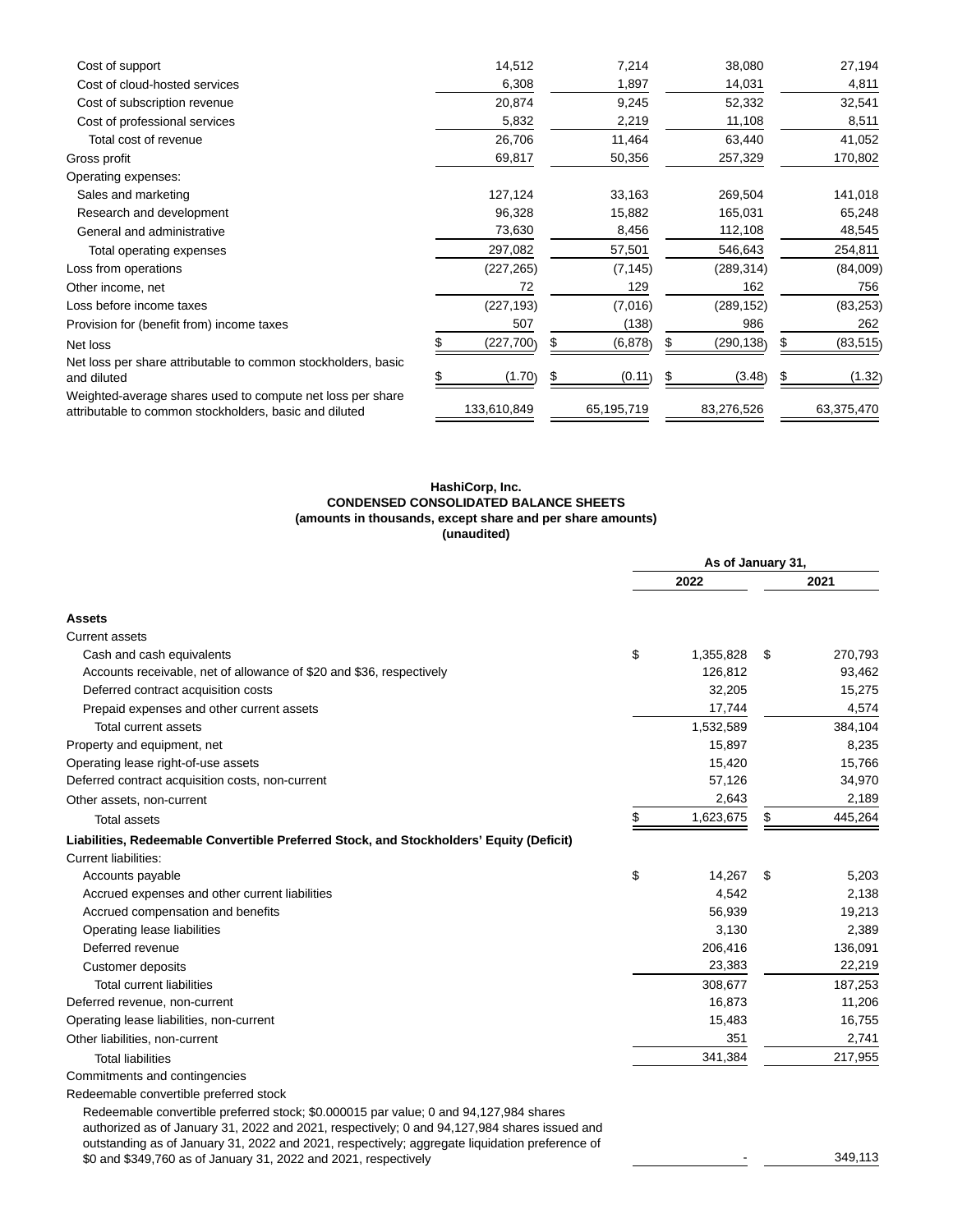| | | | | |
|---|---|---|---|---|
| Cost of support | 14,512 | 7,214 | 38,080 | 27,194 |
| Cost of cloud-hosted services | 6,308 | 1,897 | 14,031 | 4,811 |
| Cost of subscription revenue | 20,874 | 9,245 | 52,332 | 32,541 |
| Cost of professional services | 5,832 | 2,219 | 11,108 | 8,511 |
| Total cost of revenue | 26,706 | 11,464 | 63,440 | 41,052 |
| Gross profit | 69,817 | 50,356 | 257,329 | 170,802 |
| Operating expenses: | | | | |
| Sales and marketing | 127,124 | 33,163 | 269,504 | 141,018 |
| Research and development | 96,328 | 15,882 | 165,031 | 65,248 |
| General and administrative | 73,630 | 8,456 | 112,108 | 48,545 |
| Total operating expenses | 297,082 | 57,501 | 546,643 | 254,811 |
| Loss from operations | (227,265) | (7,145) | (289,314) | (84,009) |
| Other income, net | 72 | 129 | 162 | 756 |
| Loss before income taxes | (227,193) | (7,016) | (289,152) | (83,253) |
| Provision for (benefit from) income taxes | 507 | (138) | 986 | 262 |
| Net loss | $ (227,700) | $ (6,878) | $ (290,138) | $ (83,515) |
| Net loss per share attributable to common stockholders, basic and diluted | $ (1.70) | $ (0.11) | $ (3.48) | $ (1.32) |
| Weighted-average shares used to compute net loss per share attributable to common stockholders, basic and diluted | 133,610,849 | 65,195,719 | 83,276,526 | 63,375,470 |

**HashiCorp, Inc.**
**CONDENSED CONSOLIDATED BALANCE SHEETS**
**(amounts in thousands, except share and per share amounts)**
**(unaudited)**

| | As of January 31, | |
|---|---|---|
| | 2022 | 2021 |
| **Assets** | | |
| Current assets | | |
| Cash and cash equivalents | $ 1,355,828 | $ 270,793 |
| Accounts receivable, net of allowance of $20 and $36, respectively | 126,812 | 93,462 |
| Deferred contract acquisition costs | 32,205 | 15,275 |
| Prepaid expenses and other current assets | 17,744 | 4,574 |
| Total current assets | 1,532,589 | 384,104 |
| Property and equipment, net | 15,897 | 8,235 |
| Operating lease right-of-use assets | 15,420 | 15,766 |
| Deferred contract acquisition costs, non-current | 57,126 | 34,970 |
| Other assets, non-current | 2,643 | 2,189 |
| Total assets | $ 1,623,675 | $ 445,264 |
| **Liabilities, Redeemable Convertible Preferred Stock, and Stockholders' Equity (Deficit)** | | |
| Current liabilities: | | |
| Accounts payable | $ 14,267 | $ 5,203 |
| Accrued expenses and other current liabilities | 4,542 | 2,138 |
| Accrued compensation and benefits | 56,939 | 19,213 |
| Operating lease liabilities | 3,130 | 2,389 |
| Deferred revenue | 206,416 | 136,091 |
| Customer deposits | 23,383 | 22,219 |
| Total current liabilities | 308,677 | 187,253 |
| Deferred revenue, non-current | 16,873 | 11,206 |
| Operating lease liabilities, non-current | 15,483 | 16,755 |
| Other liabilities, non-current | 351 | 2,741 |
| Total liabilities | 341,384 | 217,955 |
| Commitments and contingencies | | |
| Redeemable convertible preferred stock | | |
| Redeemable convertible preferred stock; $0.000015 par value; 0 and 94,127,984 shares authorized as of January 31, 2022 and 2021, respectively; 0 and 94,127,984 shares issued and outstanding as of January 31, 2022 and 2021, respectively; aggregate liquidation preference of $0 and $349,760 as of January 31, 2022 and 2021, respectively | - | 349,113 |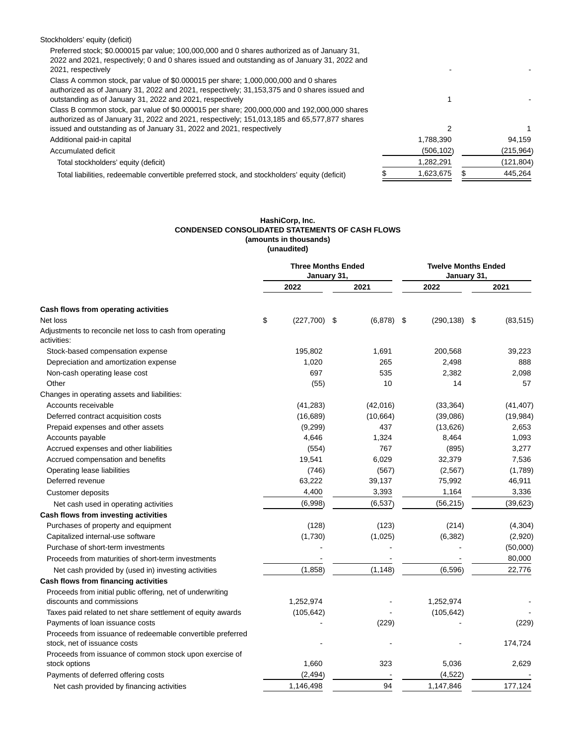| | | |
|---|---|---|
| Stockholders' equity (deficit) | | |
| Preferred stock; \$0.000015 par value; 100,000,000 and 0 shares authorized as of January 31, 2022 and 2021, respectively; 0 and 0 shares issued and outstanding as of January 31, 2022 and 2021, respectively | - | - |
| Class A common stock, par value of \$0.000015 per share; 1,000,000,000 and 0 shares authorized as of January 31, 2022 and 2021, respectively; 31,153,375 and 0 shares issued and outstanding as of January 31, 2022 and 2021, respectively | 1 | - |
| Class B common stock, par value of \$0.000015 per share; 200,000,000 and 192,000,000 shares authorized as of January 31, 2022 and 2021, respectively; 151,013,185 and 65,577,877 shares issued and outstanding as of January 31, 2022 and 2021, respectively | 2 | 1 |
| Additional paid-in capital | 1,788,390 | 94,159 |
| Accumulated deficit | (506,102) | (215,964) |
| Total stockholders' equity (deficit) | 1,282,291 | (121,804) |
| Total liabilities, redeemable convertible preferred stock, and stockholders' equity (deficit) | \$ 1,623,675 | \$ 445,264 |

**HashiCorp, Inc.**
**CONDENSED CONSOLIDATED STATEMENTS OF CASH FLOWS**
**(amounts in thousands)**
**(unaudited)**

| | Three Months Ended January 31, | | Twelve Months Ended January 31, | |
|---|---|---|---|---|
| | 2022 | 2021 | 2022 | 2021 |
| **Cash flows from operating activities** | | | | |
| Net loss | \$ (227,700) | \$ (6,878) | \$ (290,138) | \$ (83,515) |
| Adjustments to reconcile net loss to cash from operating activities: | | | | |
| Stock-based compensation expense | 195,802 | 1,691 | 200,568 | 39,223 |
| Depreciation and amortization expense | 1,020 | 265 | 2,498 | 888 |
| Non-cash operating lease cost | 697 | 535 | 2,382 | 2,098 |
| Other | (55) | 10 | 14 | 57 |
| Changes in operating assets and liabilities: | | | | |
| Accounts receivable | (41,283) | (42,016) | (33,364) | (41,407) |
| Deferred contract acquisition costs | (16,689) | (10,664) | (39,086) | (19,984) |
| Prepaid expenses and other assets | (9,299) | 437 | (13,626) | 2,653 |
| Accounts payable | 4,646 | 1,324 | 8,464 | 1,093 |
| Accrued expenses and other liabilities | (554) | 767 | (895) | 3,277 |
| Accrued compensation and benefits | 19,541 | 6,029 | 32,379 | 7,536 |
| Operating lease liabilities | (746) | (567) | (2,567) | (1,789) |
| Deferred revenue | 63,222 | 39,137 | 75,992 | 46,911 |
| Customer deposits | 4,400 | 3,393 | 1,164 | 3,336 |
| Net cash used in operating activities | (6,998) | (6,537) | (56,215) | (39,623) |
| **Cash flows from investing activities** | | | | |
| Purchases of property and equipment | (128) | (123) | (214) | (4,304) |
| Capitalized internal-use software | (1,730) | (1,025) | (6,382) | (2,920) |
| Purchase of short-term investments | - | - | - | (50,000) |
| Proceeds from maturities of short-term investments | - | - | - | 80,000 |
| Net cash provided by (used in) investing activities | (1,858) | (1,148) | (6,596) | 22,776 |
| **Cash flows from financing activities** | | | | |
| Proceeds from initial public offering, net of underwriting discounts and commissions | 1,252,974 | - | 1,252,974 | - |
| Taxes paid related to net share settlement of equity awards | (105,642) | - | (105,642) | - |
| Payments of loan issuance costs | - | (229) | - | (229) |
| Proceeds from issuance of redeemable convertible preferred stock, net of issuance costs | - | - | - | 174,724 |
| Proceeds from issuance of common stock upon exercise of stock options | 1,660 | 323 | 5,036 | 2,629 |
| Payments of deferred offering costs | (2,494) | - | (4,522) | - |
| Net cash provided by financing activities | 1,146,498 | 94 | 1,147,846 | 177,124 |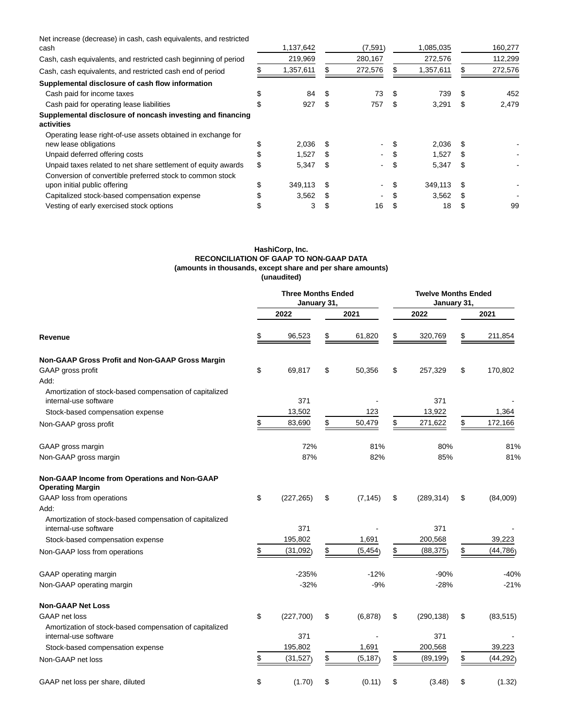| | | | | |
|---|---|---|---|---|
| Net increase (decrease) in cash, cash equivalents, and restricted cash | 1,137,642 | (7,591) | 1,085,035 | 160,277 |
| Cash, cash equivalents, and restricted cash beginning of period | 219,969 | 280,167 | 272,576 | 112,299 |
| Cash, cash equivalents, and restricted cash end of period | $ 1,357,611 | $ 272,576 | $ 1,357,611 | $ 272,576 |
| **Supplemental disclosure of cash flow information** | | | | |
| Cash paid for income taxes | $ 84 | $ 73 | $ 739 | $ 452 |
| Cash paid for operating lease liabilities | $ 927 | $ 757 | $ 3,291 | $ 2,479 |
| **Supplemental disclosure of noncash investing and financing activities** | | | | |
| Operating lease right-of-use assets obtained in exchange for new lease obligations | $ 2,036 | $ - | $ 2,036 | $ - |
| Unpaid deferred offering costs | $ 1,527 | $ - | $ 1,527 | $ - |
| Unpaid taxes related to net share settlement of equity awards | $ 5,347 | $ - | $ 5,347 | $ - |
| Conversion of convertible preferred stock to common stock upon initial public offering | $ 349,113 | $ - | $ 349,113 | $ - |
| Capitalized stock-based compensation expense | $ 3,562 | $ - | $ 3,562 | $ - |
| Vesting of early exercised stock options | $ 3 | $ 16 | $ 18 | $ 99 |

**HashiCorp, Inc.**
**RECONCILIATION OF GAAP TO NON-GAAP DATA**
**(amounts in thousands, except share and per share amounts)**
**(unaudited)**

| | Three Months Ended January 31, | | Twelve Months Ended January 31, | |
|---|---|---|---|---|
| | 2022 | 2021 | 2022 | 2021 |
| **Revenue** | $ 96,523 | $ 61,820 | $ 320,769 | $ 211,854 |
| **Non-GAAP Gross Profit and Non-GAAP Gross Margin** | | | | |
| GAAP gross profit | $ 69,817 | $ 50,356 | $ 257,329 | $ 170,802 |
| Add: | | | | |
| Amortization of stock-based compensation of capitalized internal-use software | 371 | - | 371 | - |
| Stock-based compensation expense | 13,502 | 123 | 13,922 | 1,364 |
| Non-GAAP gross profit | $ 83,690 | $ 50,479 | $ 271,622 | $ 172,166 |
| GAAP gross margin | 72% | 81% | 80% | 81% |
| Non-GAAP gross margin | 87% | 82% | 85% | 81% |
| **Non-GAAP Income from Operations and Non-GAAP Operating Margin** | | | | |
| GAAP loss from operations | $ (227,265) | $ (7,145) | $ (289,314) | $ (84,009) |
| Add: | | | | |
| Amortization of stock-based compensation of capitalized internal-use software | 371 | - | 371 | - |
| Stock-based compensation expense | 195,802 | 1,691 | 200,568 | 39,223 |
| Non-GAAP loss from operations | $ (31,092) | $ (5,454) | $ (88,375) | $ (44,786) |
| GAAP operating margin | -235% | -12% | -90% | -40% |
| Non-GAAP operating margin | -32% | -9% | -28% | -21% |
| **Non-GAAP Net Loss** | | | | |
| GAAP net loss | $ (227,700) | $ (6,878) | $ (290,138) | $ (83,515) |
| Amortization of stock-based compensation of capitalized internal-use software | 371 | - | 371 | - |
| Stock-based compensation expense | 195,802 | 1,691 | 200,568 | 39,223 |
| Non-GAAP net loss | $ (31,527) | $ (5,187) | $ (89,199) | $ (44,292) |
| GAAP net loss per share, diluted | $ (1.70) | $ (0.11) | $ (3.48) | $ (1.32) |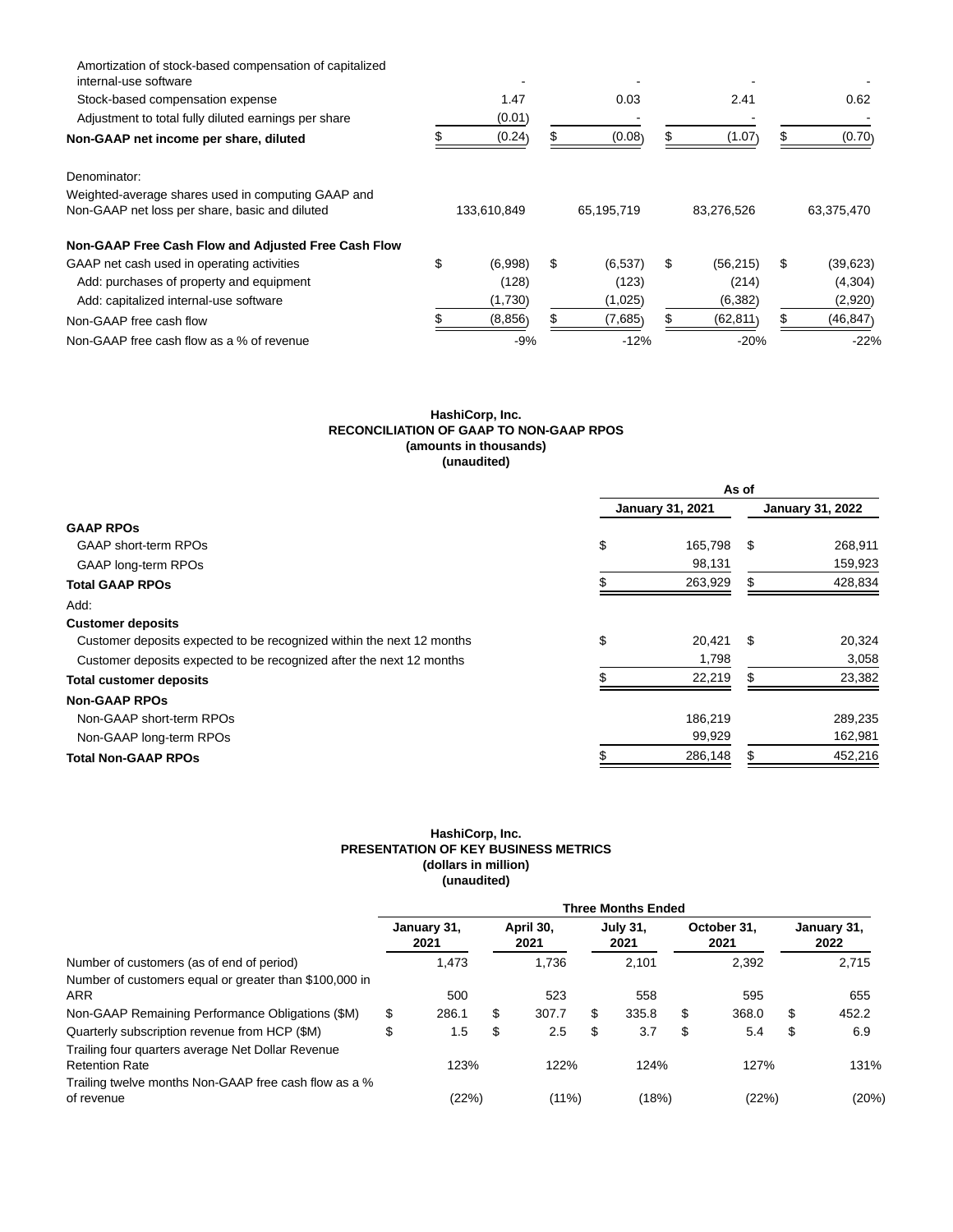| | | | | |
|---|---|---|---|---|
| Amortization of stock-based compensation of capitalized internal-use software | - | - | - | - |
| Stock-based compensation expense | 1.47 | 0.03 | 2.41 | 0.62 |
| Adjustment to total fully diluted earnings per share | (0.01) | - | - | - |
| **Non-GAAP net income per share, diluted** | $ (0.24) | $ (0.08) | $ (1.07) | $ (0.70) |
| Denominator: | | | | |
| Weighted-average shares used in computing GAAP and Non-GAAP net loss per share, basic and diluted | 133,610,849 | 65,195,719 | 83,276,526 | 63,375,470 |
| **Non-GAAP Free Cash Flow and Adjusted Free Cash Flow** | | | | |
| GAAP net cash used in operating activities | $ (6,998) | $ (6,537) | $ (56,215) | $ (39,623) |
| Add: purchases of property and equipment | (128) | (123) | (214) | (4,304) |
| Add: capitalized internal-use software | (1,730) | (1,025) | (6,382) | (2,920) |
| Non-GAAP free cash flow | $ (8,856) | $ (7,685) | $ (62,811) | $ (46,847) |
| Non-GAAP free cash flow as a % of revenue | -9% | -12% | -20% | -22% |

**HashiCorp, Inc.**
**RECONCILIATION OF GAAP TO NON-GAAP RPOS**
**(amounts in thousands)**
**(unaudited)**

| | As of | |
|---|---|---|
| | **January 31, 2021** | **January 31, 2022** |
| **GAAP RPOs** | | |
| GAAP short-term RPOs | $ 165,798 | $ 268,911 |
| GAAP long-term RPOs | 98,131 | 159,923 |
| **Total GAAP RPOs** | $ 263,929 | $ 428,834 |
| Add: | | |
| **Customer deposits** | | |
| Customer deposits expected to be recognized within the next 12 months | $ 20,421 | $ 20,324 |
| Customer deposits expected to be recognized after the next 12 months | 1,798 | 3,058 |
| **Total customer deposits** | $ 22,219 | $ 23,382 |
| **Non-GAAP RPOs** | | |
| Non-GAAP short-term RPOs | 186,219 | 289,235 |
| Non-GAAP long-term RPOs | 99,929 | 162,981 |
| **Total Non-GAAP RPOs** | $ 286,148 | $ 452,216 |

**HashiCorp, Inc.**
**PRESENTATION OF KEY BUSINESS METRICS**
**(dollars in million)**
**(unaudited)**

| | Three Months Ended | | | | |
|---|---|---|---|---|---|
| | **January 31, 2021** | **April 30, 2021** | **July 31, 2021** | **October 31, 2021** | **January 31, 2022** |
| Number of customers (as of end of period) | 1,473 | 1,736 | 2,101 | 2,392 | 2,715 |
| Number of customers equal or greater than $100,000 in ARR | 500 | 523 | 558 | 595 | 655 |
| Non-GAAP Remaining Performance Obligations ($M) | $ 286.1 | $ 307.7 | $ 335.8 | $ 368.0 | $ 452.2 |
| Quarterly subscription revenue from HCP ($M) | $ 1.5 | $ 2.5 | $ 3.7 | $ 5.4 | $ 6.9 |
| Trailing four quarters average Net Dollar Revenue Retention Rate | 123% | 122% | 124% | 127% | 131% |
| Trailing twelve months Non-GAAP free cash flow as a % of revenue | (22%) | (11%) | (18%) | (22%) | (20%) |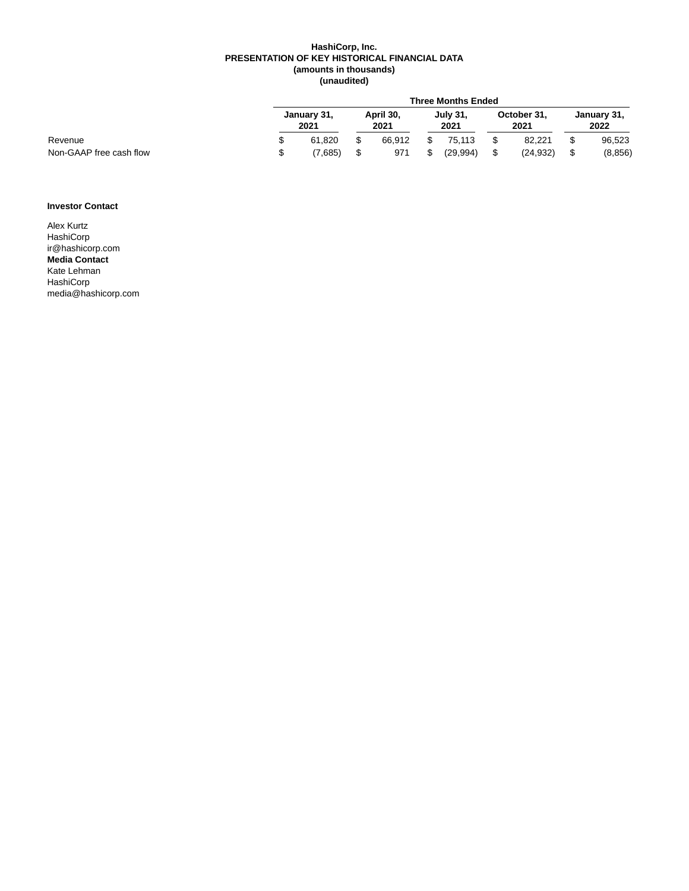**HashiCorp, Inc.**
**PRESENTATION OF KEY HISTORICAL FINANCIAL DATA**
**(amounts in thousands)**
**(unaudited)**

| | Three Months Ended | | | | |
|---|---|---|---|---|---|
| | January 31, 2021 | April 30, 2021 | July 31, 2021 | October 31, 2021 | January 31, 2022 |
| Revenue | $ 61,820 | $ 66,912 | $ 75,113 | $ 82,221 | $ 96,523 |
| Non-GAAP free cash flow | $ (7,685) | $ 971 | $ (29,994) | $ (24,932) | $ (8,856) |

**Investor Contact**

Alex Kurtz
HashiCorp
ir@hashicorp.com

**Media Contact**

Kate Lehman
HashiCorp
media@hashicorp.com